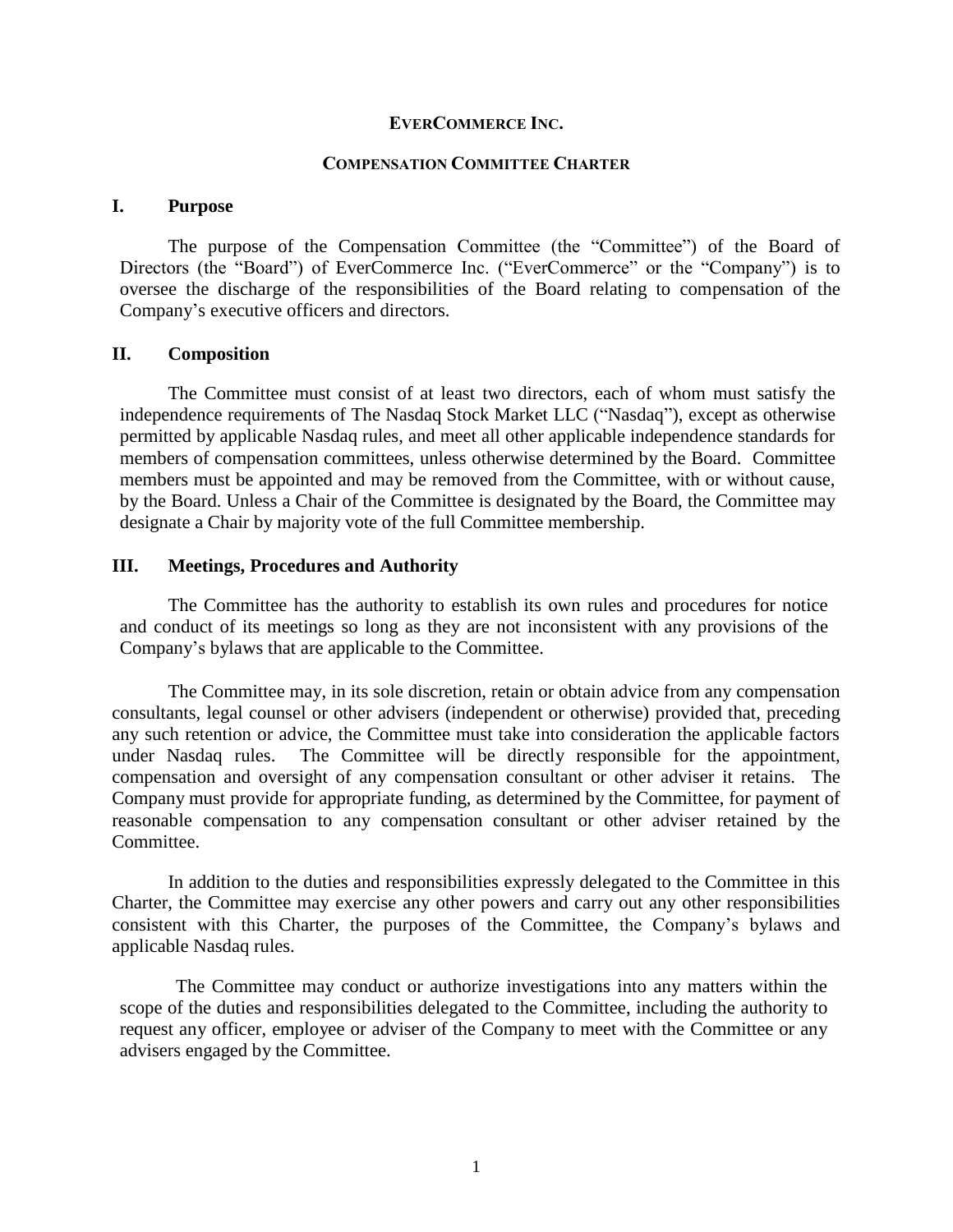# EverCommerce Inc.

## Compensation Committee Charter

### I. Purpose

The purpose of the Compensation Committee (the "Committee") of the Board of Directors (the "Board") of EverCommerce Inc. ("EverCommerce" or the "Company") is to oversee the discharge of the responsibilities of the Board relating to compensation of the Company's executive officers and directors.

### II. Composition

The Committee must consist of at least two directors, each of whom must satisfy the independence requirements of The Nasdaq Stock Market LLC ("Nasdaq"), except as otherwise permitted by applicable Nasdaq rules, and meet all other applicable independence standards for members of compensation committees, unless otherwise determined by the Board. Committee members must be appointed and may be removed from the Committee, with or without cause, by the Board. Unless a Chair of the Committee is designated by the Board, the Committee may designate a Chair by majority vote of the full Committee membership.

### III. Meetings, Procedures and Authority

The Committee has the authority to establish its own rules and procedures for notice and conduct of its meetings so long as they are not inconsistent with any provisions of the Company's bylaws that are applicable to the Committee.

The Committee may, in its sole discretion, retain or obtain advice from any compensation consultants, legal counsel or other advisers (independent or otherwise) provided that, preceding any such retention or advice, the Committee must take into consideration the applicable factors under Nasdaq rules. The Committee will be directly responsible for the appointment, compensation and oversight of any compensation consultant or other adviser it retains. The Company must provide for appropriate funding, as determined by the Committee, for payment of reasonable compensation to any compensation consultant or other adviser retained by the Committee.

In addition to the duties and responsibilities expressly delegated to the Committee in this Charter, the Committee may exercise any other powers and carry out any other responsibilities consistent with this Charter, the purposes of the Committee, the Company's bylaws and applicable Nasdaq rules.

The Committee may conduct or authorize investigations into any matters within the scope of the duties and responsibilities delegated to the Committee, including the authority to request any officer, employee or adviser of the Company to meet with the Committee or any advisers engaged by the Committee.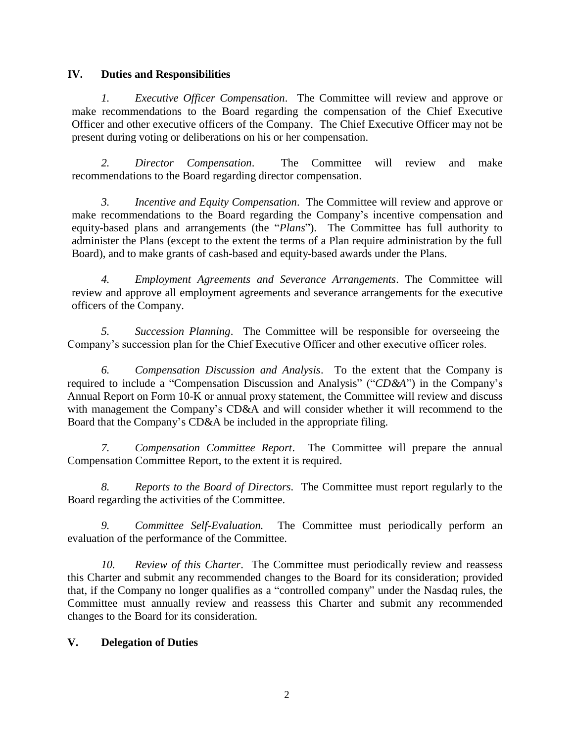## IV. Duties and Responsibilities

*1. Executive Officer Compensation*. The Committee will review and approve or make recommendations to the Board regarding the compensation of the Chief Executive Officer and other executive officers of the Company. The Chief Executive Officer may not be present during voting or deliberations on his or her compensation.

*2. Director Compensation*. The Committee will review and make recommendations to the Board regarding director compensation.

*3. Incentive and Equity Compensation*. The Committee will review and approve or make recommendations to the Board regarding the Company's incentive compensation and equity-based plans and arrangements (the "*Plans*"). The Committee has full authority to administer the Plans (except to the extent the terms of a Plan require administration by the full Board), and to make grants of cash-based and equity-based awards under the Plans.

*4. Employment Agreements and Severance Arrangements*. The Committee will review and approve all employment agreements and severance arrangements for the executive officers of the Company.

*5. Succession Planning*. The Committee will be responsible for overseeing the Company's succession plan for the Chief Executive Officer and other executive officer roles.

*6. Compensation Discussion and Analysis*. To the extent that the Company is required to include a "Compensation Discussion and Analysis" ("*CD&A*") in the Company's Annual Report on Form 10-K or annual proxy statement, the Committee will review and discuss with management the Company's CD&A and will consider whether it will recommend to the Board that the Company's CD&A be included in the appropriate filing.

*7. Compensation Committee Report*. The Committee will prepare the annual Compensation Committee Report, to the extent it is required.

*8. Reports to the Board of Directors.* The Committee must report regularly to the Board regarding the activities of the Committee.

*9. Committee Self-Evaluation.* The Committee must periodically perform an evaluation of the performance of the Committee.

*10. Review of this Charter*. The Committee must periodically review and reassess this Charter and submit any recommended changes to the Board for its consideration; provided that, if the Company no longer qualifies as a "controlled company" under the Nasdaq rules, the Committee must annually review and reassess this Charter and submit any recommended changes to the Board for its consideration.

## V. Delegation of Duties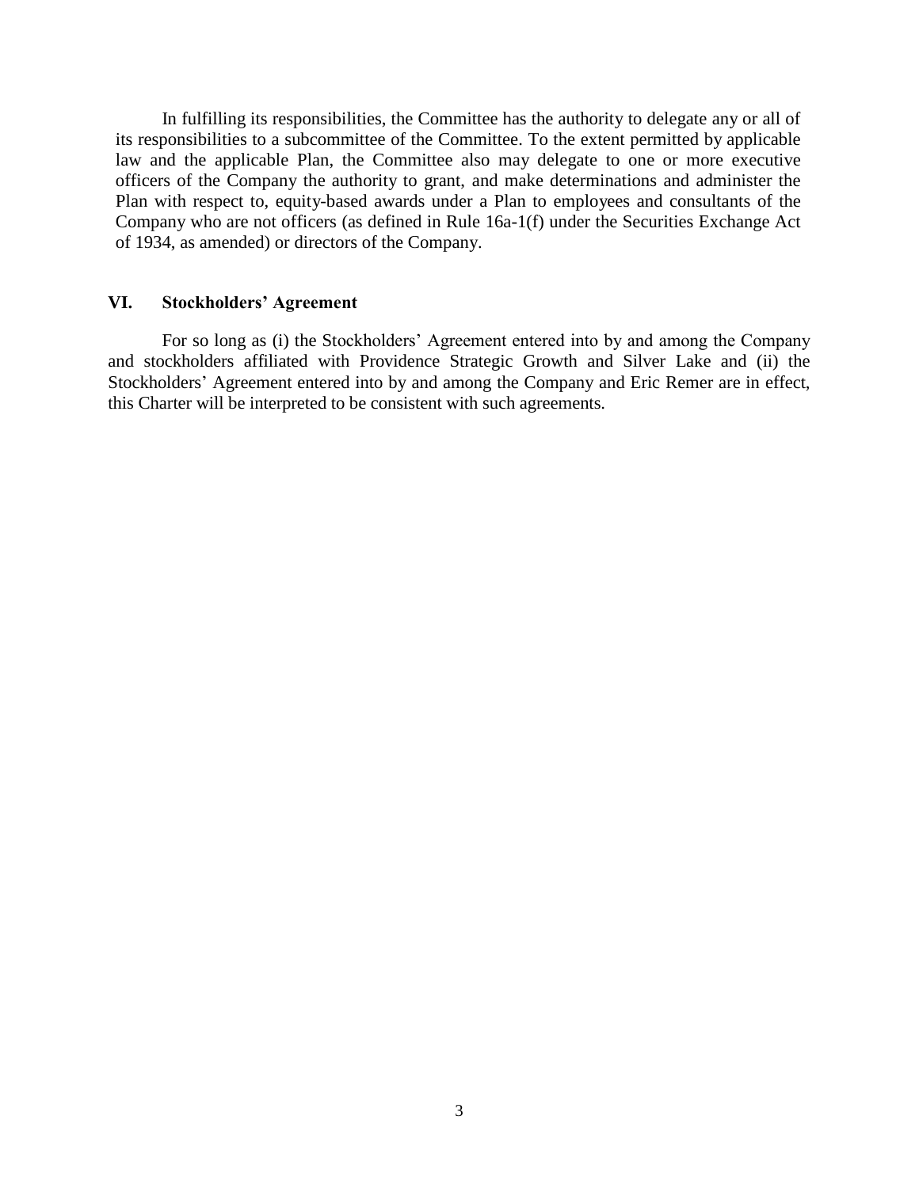In fulfilling its responsibilities, the Committee has the authority to delegate any or all of its responsibilities to a subcommittee of the Committee. To the extent permitted by applicable law and the applicable Plan, the Committee also may delegate to one or more executive officers of the Company the authority to grant, and make determinations and administer the Plan with respect to, equity-based awards under a Plan to employees and consultants of the Company who are not officers (as defined in Rule 16a-1(f) under the Securities Exchange Act of 1934, as amended) or directors of the Company.

## VI. Stockholders' Agreement

For so long as (i) the Stockholders' Agreement entered into by and among the Company and stockholders affiliated with Providence Strategic Growth and Silver Lake and (ii) the Stockholders' Agreement entered into by and among the Company and Eric Remer are in effect, this Charter will be interpreted to be consistent with such agreements.